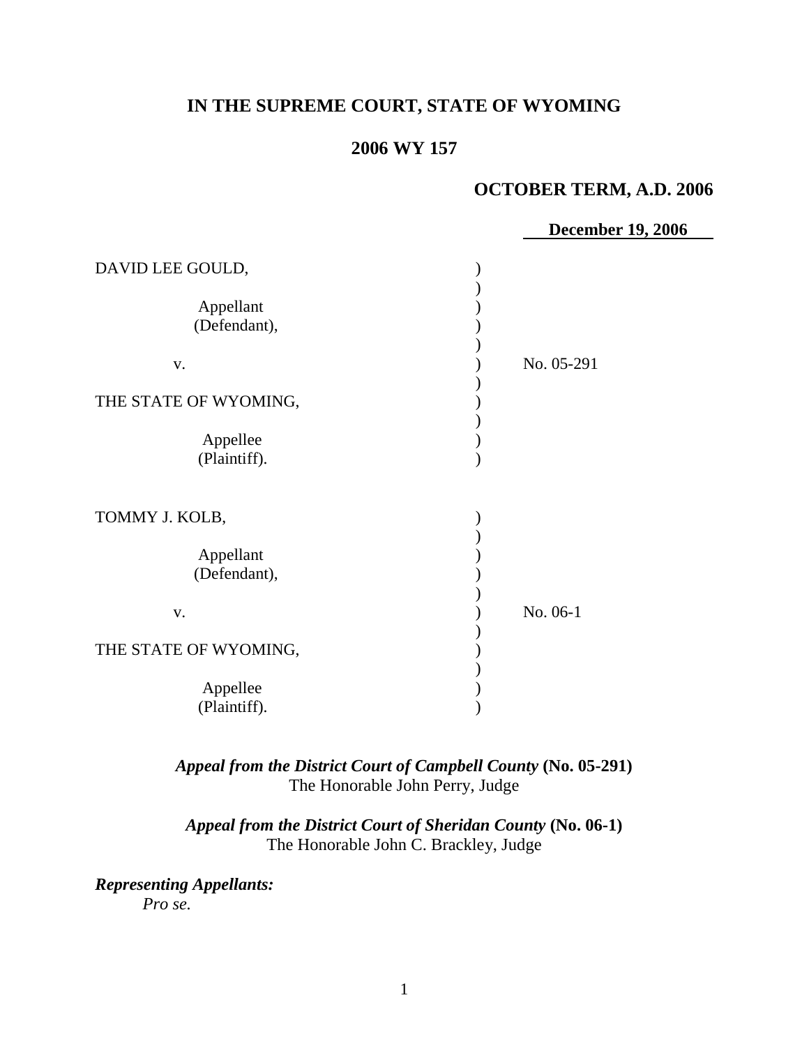# IN THE SUPREME COURT, STATE OF WYOMING

## 2006 WY 157

### OCTOBER TERM, A.D. 2006

**December 19, 2006**

| | |
|---|---|
| DAVID LEE GOULD,<br><br>Appellant<br>(Defendant),<br><br>v.<br><br>THE STATE OF WYOMING,<br><br>Appellee<br>(Plaintiff). | No. 05-291 |
| TOMMY J. KOLB,<br><br>Appellant<br>(Defendant),<br><br>v.<br><br>THE STATE OF WYOMING,<br><br>Appellee<br>(Plaintiff). | No. 06-1 |

***Appeal from the District Court of Campbell County*** **(No. 05-291)**
The Honorable John Perry, Judge

***Appeal from the District Court of Sheridan County*** **(No. 06-1)**
The Honorable John C. Brackley, Judge

***Representing Appellants:***
*Pro se.*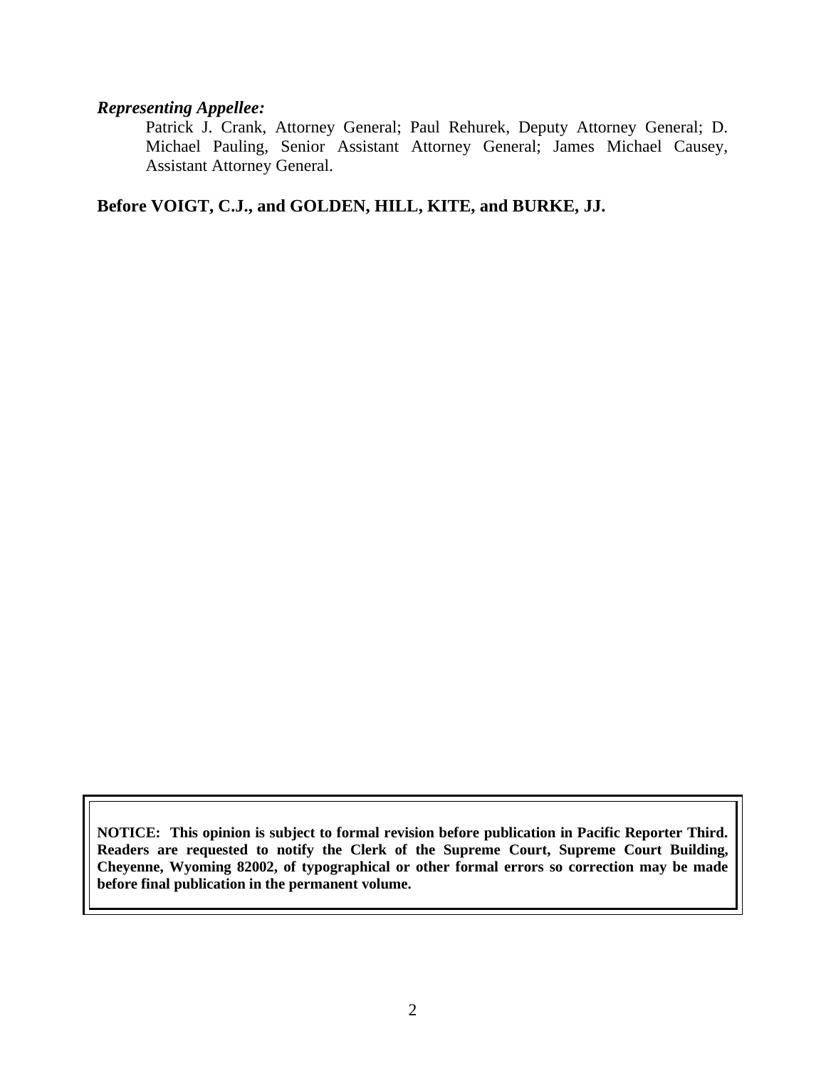***Representing Appellee:***

Patrick J. Crank, Attorney General; Paul Rehurek, Deputy Attorney General; D. Michael Pauling, Senior Assistant Attorney General; James Michael Causey, Assistant Attorney General.

**Before VOIGT, C.J., and GOLDEN, HILL, KITE, and BURKE, JJ.**

**NOTICE: This opinion is subject to formal revision before publication in Pacific Reporter Third. Readers are requested to notify the Clerk of the Supreme Court, Supreme Court Building, Cheyenne, Wyoming 82002, of typographical or other formal errors so correction may be made before final publication in the permanent volume.**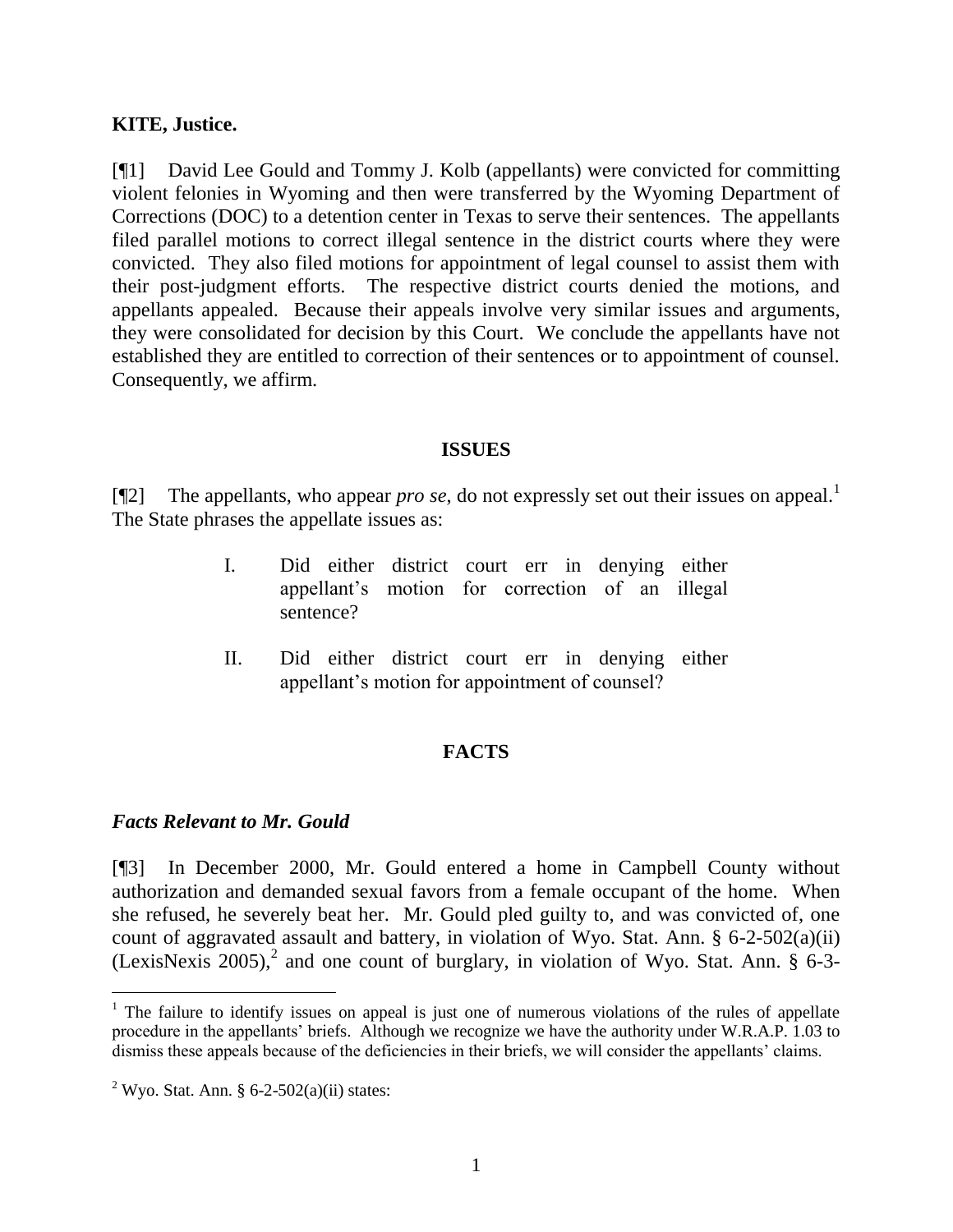**KITE, Justice.**

[¶1] David Lee Gould and Tommy J. Kolb (appellants) were convicted for committing violent felonies in Wyoming and then were transferred by the Wyoming Department of Corrections (DOC) to a detention center in Texas to serve their sentences. The appellants filed parallel motions to correct illegal sentence in the district courts where they were convicted. They also filed motions for appointment of legal counsel to assist them with their post-judgment efforts. The respective district courts denied the motions, and appellants appealed. Because their appeals involve very similar issues and arguments, they were consolidated for decision by this Court. We conclude the appellants have not established they are entitled to correction of their sentences or to appointment of counsel. Consequently, we affirm.

## ISSUES

[¶2] The appellants, who appear *pro se*, do not expressly set out their issues on appeal.[1] The State phrases the appellate issues as:

> I. Did either district court err in denying either appellant's motion for correction of an illegal sentence?
>
> II. Did either district court err in denying either appellant's motion for appointment of counsel?

## FACTS

### *Facts Relevant to Mr. Gould*

[¶3] In December 2000, Mr. Gould entered a home in Campbell County without authorization and demanded sexual favors from a female occupant of the home. When she refused, he severely beat her. Mr. Gould pled guilty to, and was convicted of, one count of aggravated assault and battery, in violation of Wyo. Stat. Ann. § 6-2-502(a)(ii) (LexisNexis 2005),[2] and one count of burglary, in violation of Wyo. Stat. Ann. § 6-3-

---

[1] The failure to identify issues on appeal is just one of numerous violations of the rules of appellate procedure in the appellants' briefs. Although we recognize we have the authority under W.R.A.P. 1.03 to dismiss these appeals because of the deficiencies in their briefs, we will consider the appellants' claims.

[2] Wyo. Stat. Ann. § 6-2-502(a)(ii) states: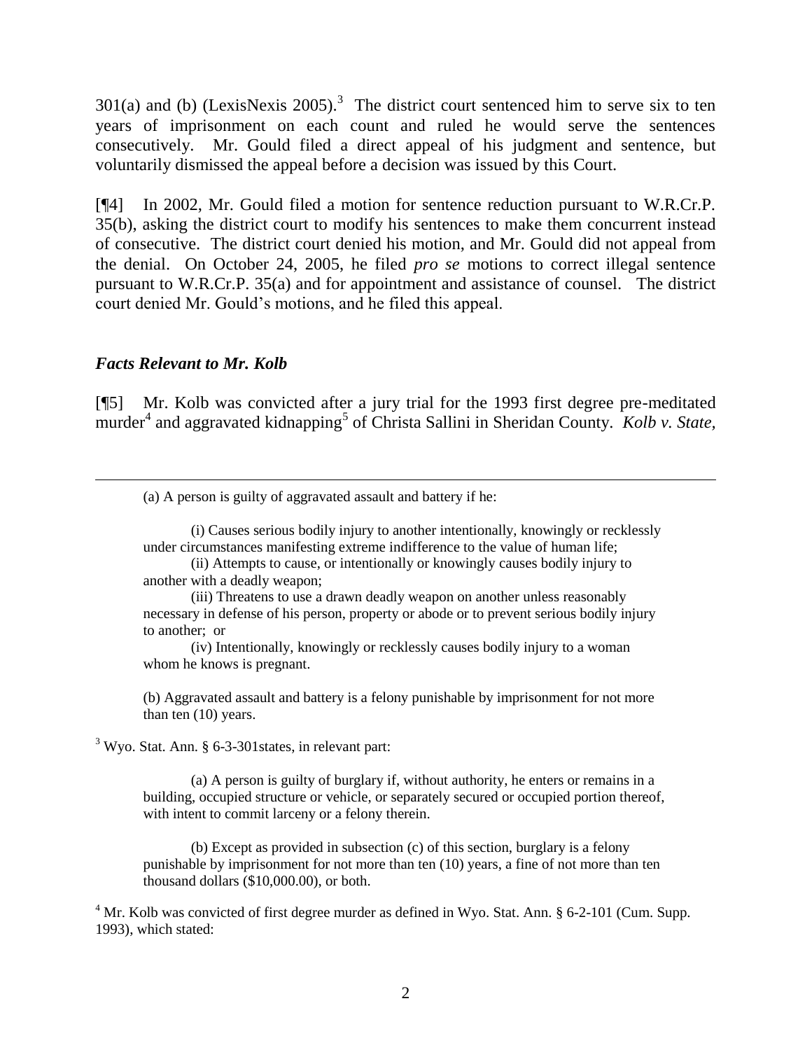301(a) and (b) (LexisNexis 2005).[3] The district court sentenced him to serve six to ten years of imprisonment on each count and ruled he would serve the sentences consecutively. Mr. Gould filed a direct appeal of his judgment and sentence, but voluntarily dismissed the appeal before a decision was issued by this Court.

[¶4] In 2002, Mr. Gould filed a motion for sentence reduction pursuant to W.R.Cr.P. 35(b), asking the district court to modify his sentences to make them concurrent instead of consecutive. The district court denied his motion, and Mr. Gould did not appeal from the denial. On October 24, 2005, he filed *pro se* motions to correct illegal sentence pursuant to W.R.Cr.P. 35(a) and for appointment and assistance of counsel. The district court denied Mr. Gould's motions, and he filed this appeal.

### *Facts Relevant to Mr. Kolb*

[¶5] Mr. Kolb was convicted after a jury trial for the 1993 first degree pre-meditated murder[4] and aggravated kidnapping[5] of Christa Sallini in Sheridan County. *Kolb v. State,*

---

(a) A person is guilty of aggravated assault and battery if he:

(i) Causes serious bodily injury to another intentionally, knowingly or recklessly under circumstances manifesting extreme indifference to the value of human life;

(ii) Attempts to cause, or intentionally or knowingly causes bodily injury to another with a deadly weapon;

(iii) Threatens to use a drawn deadly weapon on another unless reasonably necessary in defense of his person, property or abode or to prevent serious bodily injury to another; or

(iv) Intentionally, knowingly or recklessly causes bodily injury to a woman whom he knows is pregnant.

(b) Aggravated assault and battery is a felony punishable by imprisonment for not more than ten (10) years.

[3] Wyo. Stat. Ann. § 6-3-301states, in relevant part:

(a) A person is guilty of burglary if, without authority, he enters or remains in a building, occupied structure or vehicle, or separately secured or occupied portion thereof, with intent to commit larceny or a felony therein.

(b) Except as provided in subsection (c) of this section, burglary is a felony punishable by imprisonment for not more than ten (10) years, a fine of not more than ten thousand dollars ($10,000.00), or both.

[4] Mr. Kolb was convicted of first degree murder as defined in Wyo. Stat. Ann. § 6-2-101 (Cum. Supp. 1993), which stated: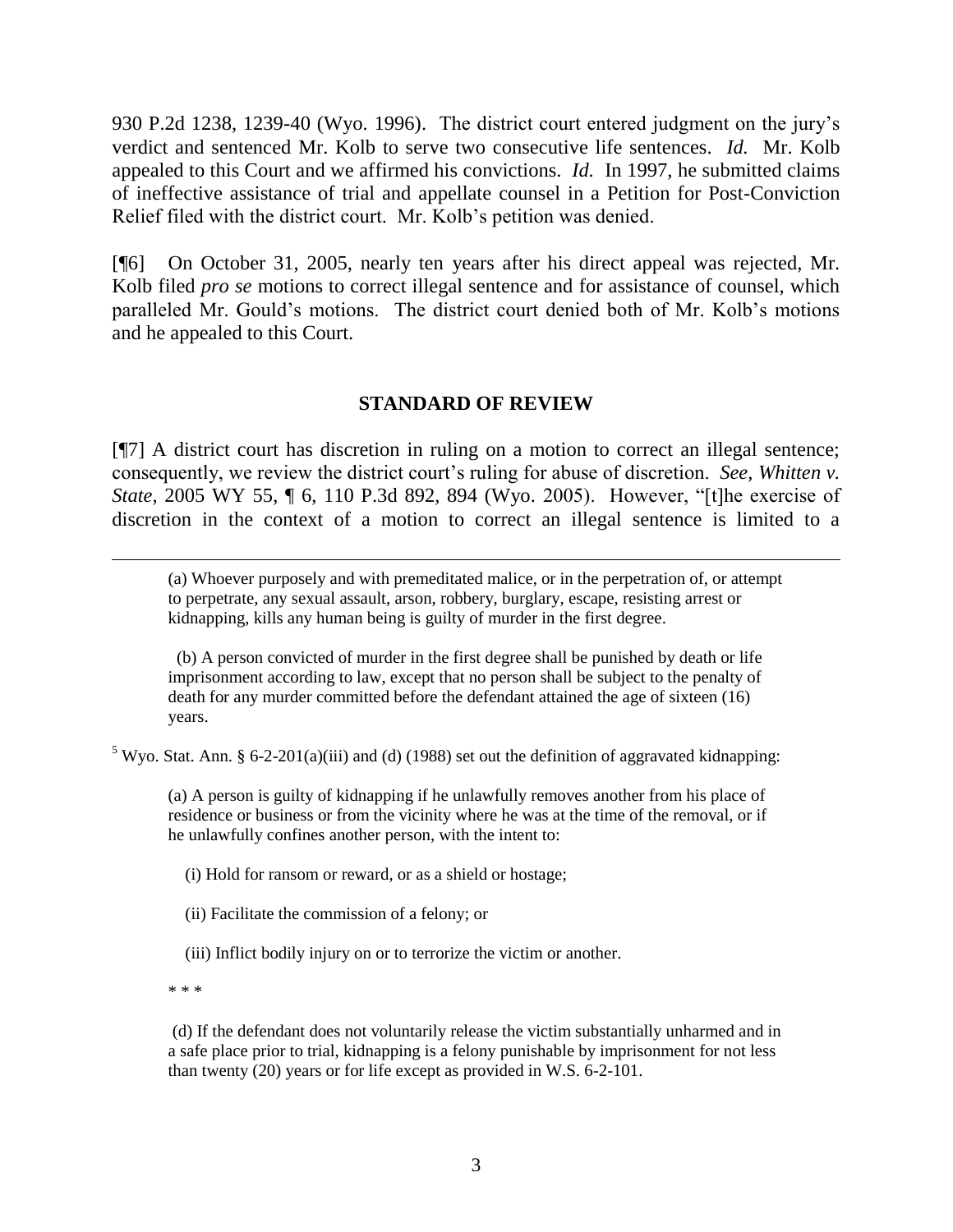930 P.2d 1238, 1239-40 (Wyo. 1996). The district court entered judgment on the jury's verdict and sentenced Mr. Kolb to serve two consecutive life sentences. *Id.* Mr. Kolb appealed to this Court and we affirmed his convictions. *Id.* In 1997, he submitted claims of ineffective assistance of trial and appellate counsel in a Petition for Post-Conviction Relief filed with the district court. Mr. Kolb's petition was denied.

[¶6] On October 31, 2005, nearly ten years after his direct appeal was rejected, Mr. Kolb filed *pro se* motions to correct illegal sentence and for assistance of counsel, which paralleled Mr. Gould's motions. The district court denied both of Mr. Kolb's motions and he appealed to this Court.

## STANDARD OF REVIEW

[¶7] A district court has discretion in ruling on a motion to correct an illegal sentence; consequently, we review the district court's ruling for abuse of discretion. *See, Whitten v. State,* 2005 WY 55, ¶ 6, 110 P.3d 892, 894 (Wyo. 2005). However, "[t]he exercise of discretion in the context of a motion to correct an illegal sentence is limited to a

---

> (a) Whoever purposely and with premeditated malice, or in the perpetration of, or attempt to perpetrate, any sexual assault, arson, robbery, burglary, escape, resisting arrest or kidnapping, kills any human being is guilty of murder in the first degree.
>
> (b) A person convicted of murder in the first degree shall be punished by death or life imprisonment according to law, except that no person shall be subject to the penalty of death for any murder committed before the defendant attained the age of sixteen (16) years.

[5] Wyo. Stat. Ann. § 6-2-201(a)(iii) and (d) (1988) set out the definition of aggravated kidnapping:

> (a) A person is guilty of kidnapping if he unlawfully removes another from his place of residence or business or from the vicinity where he was at the time of the removal, or if he unlawfully confines another person, with the intent to:
>
> (i) Hold for ransom or reward, or as a shield or hostage;
>
> (ii) Facilitate the commission of a felony; or
>
> (iii) Inflict bodily injury on or to terrorize the victim or another.
>
> * * *
>
> (d) If the defendant does not voluntarily release the victim substantially unharmed and in a safe place prior to trial, kidnapping is a felony punishable by imprisonment for not less than twenty (20) years or for life except as provided in W.S. 6-2-101.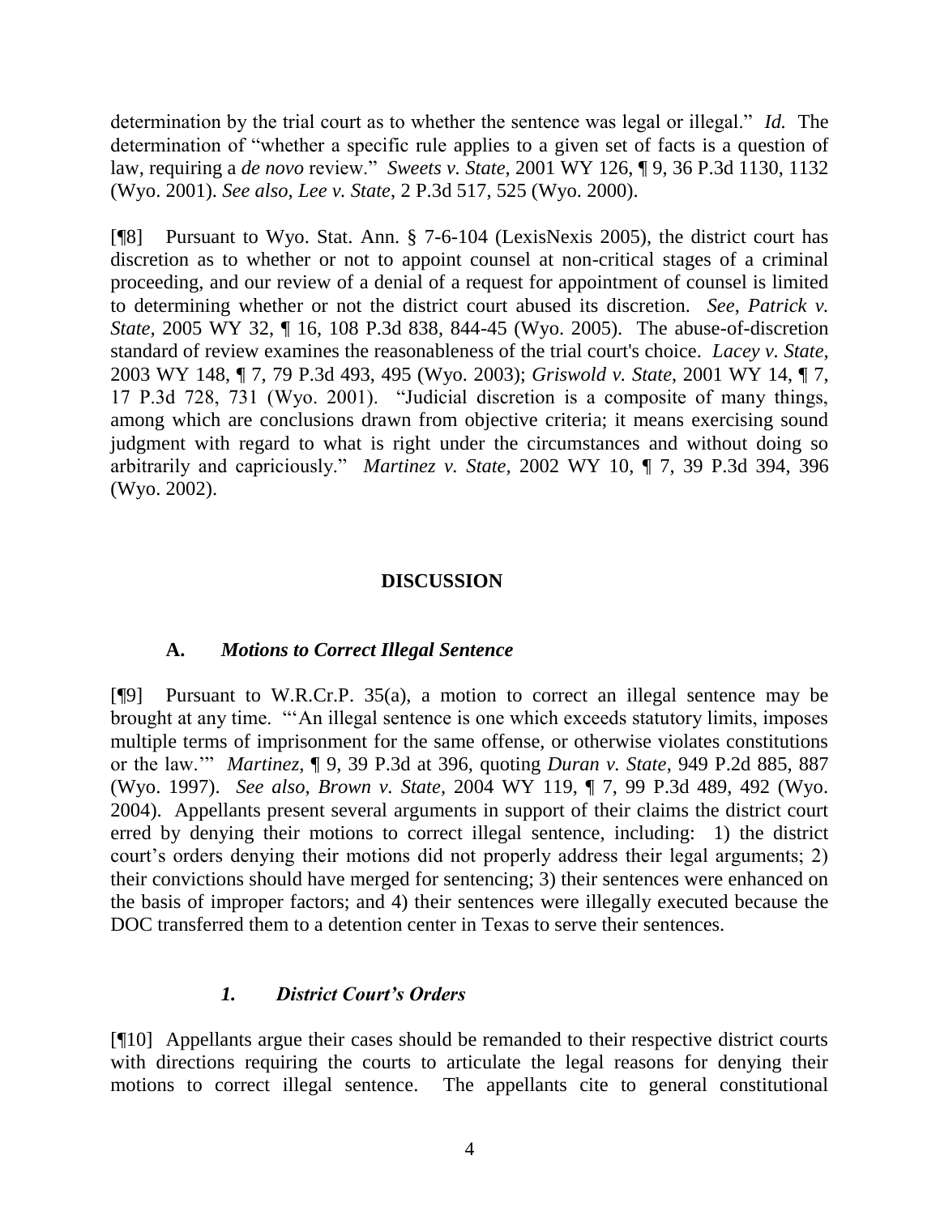determination by the trial court as to whether the sentence was legal or illegal." *Id.* The determination of "whether a specific rule applies to a given set of facts is a question of law, requiring a *de novo* review." *Sweets v. State,* 2001 WY 126, ¶ 9, 36 P.3d 1130, 1132 (Wyo. 2001). *See also*, *Lee v. State*, 2 P.3d 517, 525 (Wyo. 2000).

[¶8] Pursuant to Wyo. Stat. Ann. § 7-6-104 (LexisNexis 2005), the district court has discretion as to whether or not to appoint counsel at non-critical stages of a criminal proceeding, and our review of a denial of a request for appointment of counsel is limited to determining whether or not the district court abused its discretion. *See*, *Patrick v. State*, 2005 WY 32, ¶ 16, 108 P.3d 838, 844-45 (Wyo. 2005). The abuse-of-discretion standard of review examines the reasonableness of the trial court's choice. *Lacey v. State*, 2003 WY 148, ¶ 7, 79 P.3d 493, 495 (Wyo. 2003); *Griswold v. State*, 2001 WY 14, ¶ 7, 17 P.3d 728, 731 (Wyo. 2001). "Judicial discretion is a composite of many things, among which are conclusions drawn from objective criteria; it means exercising sound judgment with regard to what is right under the circumstances and without doing so arbitrarily and capriciously." *Martinez v. State,* 2002 WY 10, ¶ 7, 39 P.3d 394, 396 (Wyo. 2002).

## DISCUSSION

### A. *Motions to Correct Illegal Sentence*

[¶9] Pursuant to W.R.Cr.P. 35(a), a motion to correct an illegal sentence may be brought at any time. "'An illegal sentence is one which exceeds statutory limits, imposes multiple terms of imprisonment for the same offense, or otherwise violates constitutions or the law.'" *Martinez,* ¶ 9, 39 P.3d at 396, quoting *Duran v. State*, 949 P.2d 885, 887 (Wyo. 1997). *See also*, *Brown v. State*, 2004 WY 119, ¶ 7, 99 P.3d 489, 492 (Wyo. 2004). Appellants present several arguments in support of their claims the district court erred by denying their motions to correct illegal sentence, including: 1) the district court's orders denying their motions did not properly address their legal arguments; 2) their convictions should have merged for sentencing; 3) their sentences were enhanced on the basis of improper factors; and 4) their sentences were illegally executed because the DOC transferred them to a detention center in Texas to serve their sentences.

#### *1. District Court's Orders*

[¶10] Appellants argue their cases should be remanded to their respective district courts with directions requiring the courts to articulate the legal reasons for denying their motions to correct illegal sentence. The appellants cite to general constitutional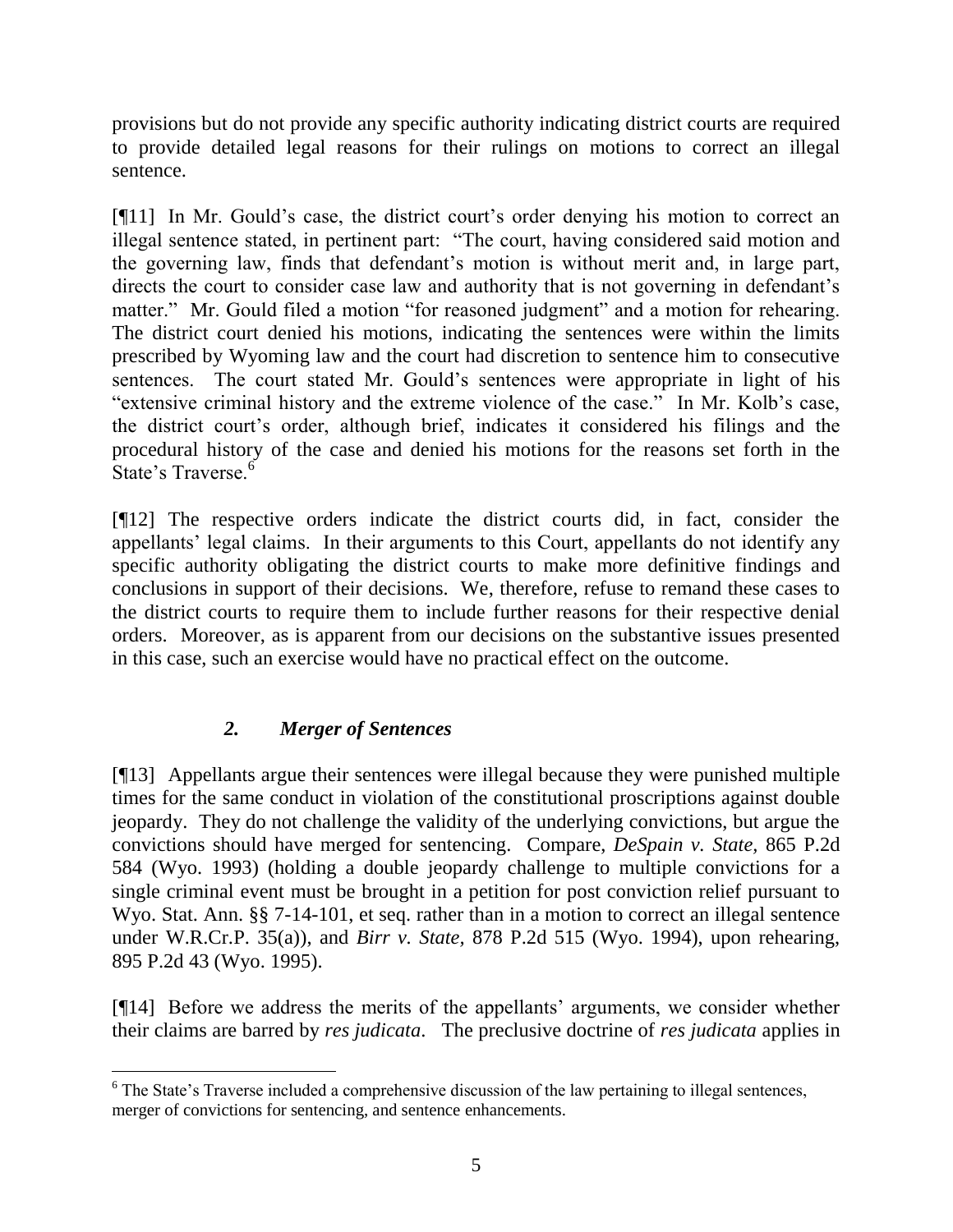provisions but do not provide any specific authority indicating district courts are required to provide detailed legal reasons for their rulings on motions to correct an illegal sentence.

[¶11] In Mr. Gould's case, the district court's order denying his motion to correct an illegal sentence stated, in pertinent part: "The court, having considered said motion and the governing law, finds that defendant's motion is without merit and, in large part, directs the court to consider case law and authority that is not governing in defendant's matter." Mr. Gould filed a motion "for reasoned judgment" and a motion for rehearing. The district court denied his motions, indicating the sentences were within the limits prescribed by Wyoming law and the court had discretion to sentence him to consecutive sentences. The court stated Mr. Gould's sentences were appropriate in light of his "extensive criminal history and the extreme violence of the case." In Mr. Kolb's case, the district court's order, although brief, indicates it considered his filings and the procedural history of the case and denied his motions for the reasons set forth in the State's Traverse.[6]

[¶12] The respective orders indicate the district courts did, in fact, consider the appellants' legal claims. In their arguments to this Court, appellants do not identify any specific authority obligating the district courts to make more definitive findings and conclusions in support of their decisions. We, therefore, refuse to remand these cases to the district courts to require them to include further reasons for their respective denial orders. Moreover, as is apparent from our decisions on the substantive issues presented in this case, such an exercise would have no practical effect on the outcome.

### *2. Merger of Sentences*

[¶13] Appellants argue their sentences were illegal because they were punished multiple times for the same conduct in violation of the constitutional proscriptions against double jeopardy. They do not challenge the validity of the underlying convictions, but argue the convictions should have merged for sentencing. Compare, *DeSpain v. State,* 865 P.2d 584 (Wyo. 1993) (holding a double jeopardy challenge to multiple convictions for a single criminal event must be brought in a petition for post conviction relief pursuant to Wyo. Stat. Ann. §§ 7-14-101, et seq. rather than in a motion to correct an illegal sentence under W.R.Cr.P. 35(a)), and *Birr v. State,* 878 P.2d 515 (Wyo. 1994), upon rehearing, 895 P.2d 43 (Wyo. 1995).

[¶14] Before we address the merits of the appellants' arguments, we consider whether their claims are barred by *res judicata*. The preclusive doctrine of *res judicata* applies in

[6] The State's Traverse included a comprehensive discussion of the law pertaining to illegal sentences, merger of convictions for sentencing, and sentence enhancements.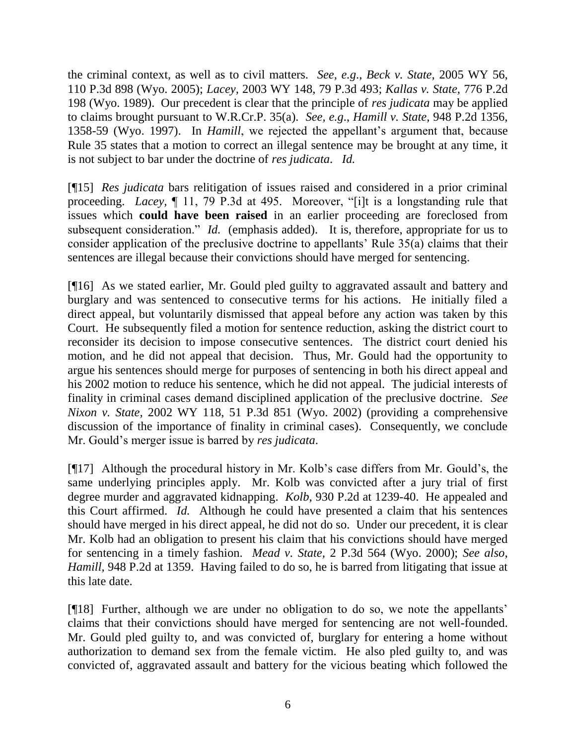the criminal context, as well as to civil matters. *See, e.g., Beck v. State,* 2005 WY 56, 110 P.3d 898 (Wyo. 2005); *Lacey,* 2003 WY 148, 79 P.3d 493; *Kallas v. State,* 776 P.2d 198 (Wyo. 1989). Our precedent is clear that the principle of *res judicata* may be applied to claims brought pursuant to W.R.Cr.P. 35(a). *See, e.g., Hamill v. State,* 948 P.2d 1356, 1358-59 (Wyo. 1997). In *Hamill*, we rejected the appellant's argument that, because Rule 35 states that a motion to correct an illegal sentence may be brought at any time, it is not subject to bar under the doctrine of *res judicata*. *Id.*

[¶15] *Res judicata* bars relitigation of issues raised and considered in a prior criminal proceeding. *Lacey,* ¶ 11, 79 P.3d at 495. Moreover, "[i]t is a longstanding rule that issues which **could have been raised** in an earlier proceeding are foreclosed from subsequent consideration." *Id.* (emphasis added). It is, therefore, appropriate for us to consider application of the preclusive doctrine to appellants' Rule 35(a) claims that their sentences are illegal because their convictions should have merged for sentencing.

[¶16] As we stated earlier, Mr. Gould pled guilty to aggravated assault and battery and burglary and was sentenced to consecutive terms for his actions. He initially filed a direct appeal, but voluntarily dismissed that appeal before any action was taken by this Court. He subsequently filed a motion for sentence reduction, asking the district court to reconsider its decision to impose consecutive sentences. The district court denied his motion, and he did not appeal that decision. Thus, Mr. Gould had the opportunity to argue his sentences should merge for purposes of sentencing in both his direct appeal and his 2002 motion to reduce his sentence, which he did not appeal. The judicial interests of finality in criminal cases demand disciplined application of the preclusive doctrine. *See Nixon v. State*, 2002 WY 118, 51 P.3d 851 (Wyo. 2002) (providing a comprehensive discussion of the importance of finality in criminal cases). Consequently, we conclude Mr. Gould's merger issue is barred by *res judicata*.

[¶17] Although the procedural history in Mr. Kolb's case differs from Mr. Gould's, the same underlying principles apply. Mr. Kolb was convicted after a jury trial of first degree murder and aggravated kidnapping. *Kolb,* 930 P.2d at 1239-40. He appealed and this Court affirmed. *Id.* Although he could have presented a claim that his sentences should have merged in his direct appeal, he did not do so. Under our precedent, it is clear Mr. Kolb had an obligation to present his claim that his convictions should have merged for sentencing in a timely fashion. *Mead v. State*, 2 P.3d 564 (Wyo. 2000); *See also*, *Hamill,* 948 P.2d at 1359. Having failed to do so, he is barred from litigating that issue at this late date.

[¶18] Further, although we are under no obligation to do so, we note the appellants' claims that their convictions should have merged for sentencing are not well-founded. Mr. Gould pled guilty to, and was convicted of, burglary for entering a home without authorization to demand sex from the female victim. He also pled guilty to, and was convicted of, aggravated assault and battery for the vicious beating which followed the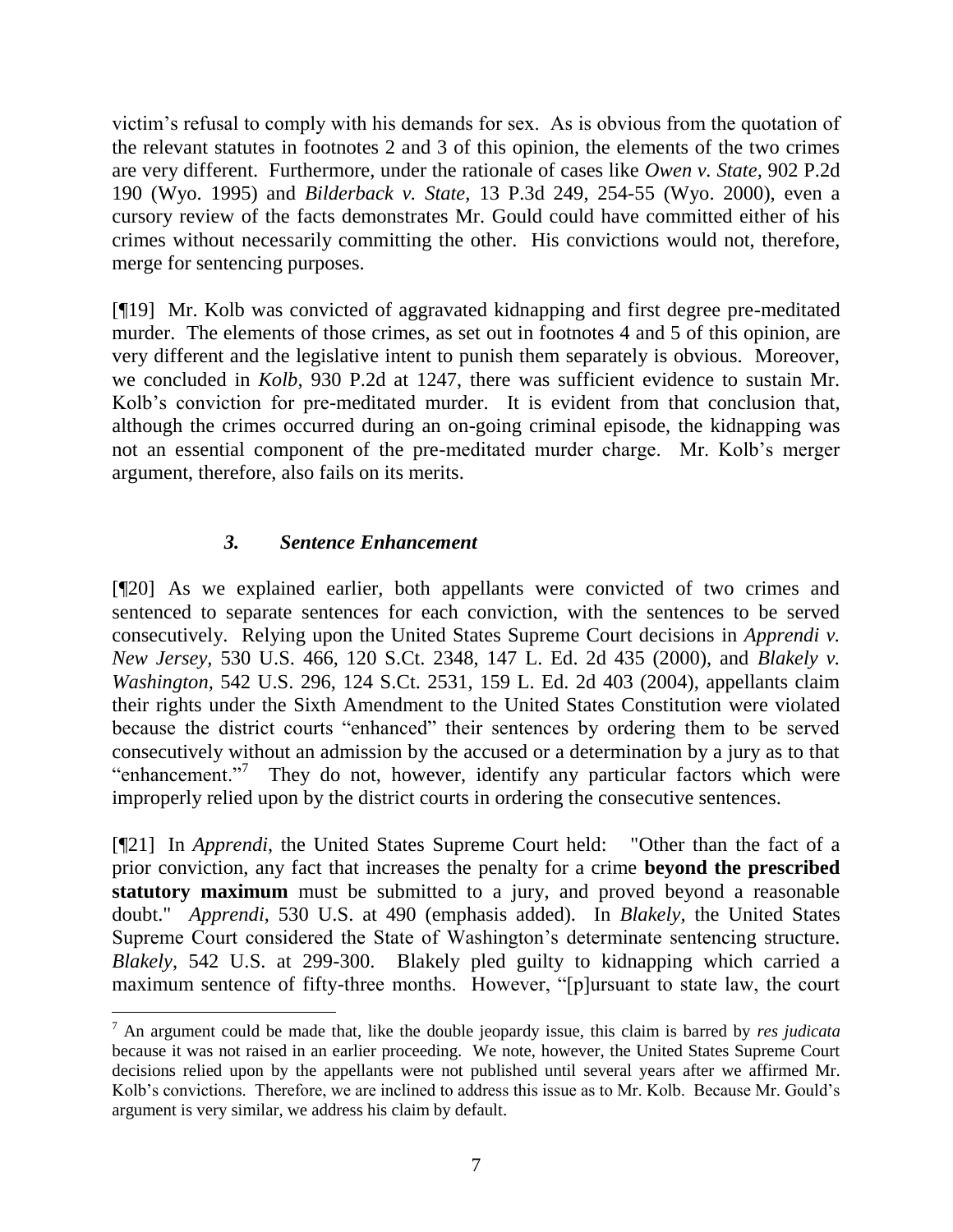victim's refusal to comply with his demands for sex. As is obvious from the quotation of the relevant statutes in footnotes 2 and 3 of this opinion, the elements of the two crimes are very different. Furthermore, under the rationale of cases like *Owen v. State,* 902 P.2d 190 (Wyo. 1995) and *Bilderback v. State,* 13 P.3d 249, 254-55 (Wyo. 2000), even a cursory review of the facts demonstrates Mr. Gould could have committed either of his crimes without necessarily committing the other. His convictions would not, therefore, merge for sentencing purposes.

[¶19] Mr. Kolb was convicted of aggravated kidnapping and first degree pre-meditated murder. The elements of those crimes, as set out in footnotes 4 and 5 of this opinion, are very different and the legislative intent to punish them separately is obvious. Moreover, we concluded in *Kolb,* 930 P.2d at 1247, there was sufficient evidence to sustain Mr. Kolb's conviction for pre-meditated murder. It is evident from that conclusion that, although the crimes occurred during an on-going criminal episode, the kidnapping was not an essential component of the pre-meditated murder charge. Mr. Kolb's merger argument, therefore, also fails on its merits.

### *3. Sentence Enhancement*

[¶20] As we explained earlier, both appellants were convicted of two crimes and sentenced to separate sentences for each conviction, with the sentences to be served consecutively. Relying upon the United States Supreme Court decisions in *Apprendi v. New Jersey,* 530 U.S. 466, 120 S.Ct. 2348, 147 L. Ed. 2d 435 (2000), and *Blakely v. Washington,* 542 U.S. 296, 124 S.Ct. 2531, 159 L. Ed. 2d 403 (2004), appellants claim their rights under the Sixth Amendment to the United States Constitution were violated because the district courts "enhanced" their sentences by ordering them to be served consecutively without an admission by the accused or a determination by a jury as to that "enhancement."[7] They do not, however, identify any particular factors which were improperly relied upon by the district courts in ordering the consecutive sentences.

[¶21] In *Apprendi,* the United States Supreme Court held: "Other than the fact of a prior conviction, any fact that increases the penalty for a crime **beyond the prescribed statutory maximum** must be submitted to a jury, and proved beyond a reasonable doubt." *Apprendi,* 530 U.S. at 490 (emphasis added). In *Blakely,* the United States Supreme Court considered the State of Washington's determinate sentencing structure. *Blakely,* 542 U.S. at 299-300. Blakely pled guilty to kidnapping which carried a maximum sentence of fifty-three months. However, "[p]ursuant to state law, the court

[7] An argument could be made that, like the double jeopardy issue, this claim is barred by *res judicata* because it was not raised in an earlier proceeding. We note, however, the United States Supreme Court decisions relied upon by the appellants were not published until several years after we affirmed Mr. Kolb's convictions. Therefore, we are inclined to address this issue as to Mr. Kolb. Because Mr. Gould's argument is very similar, we address his claim by default.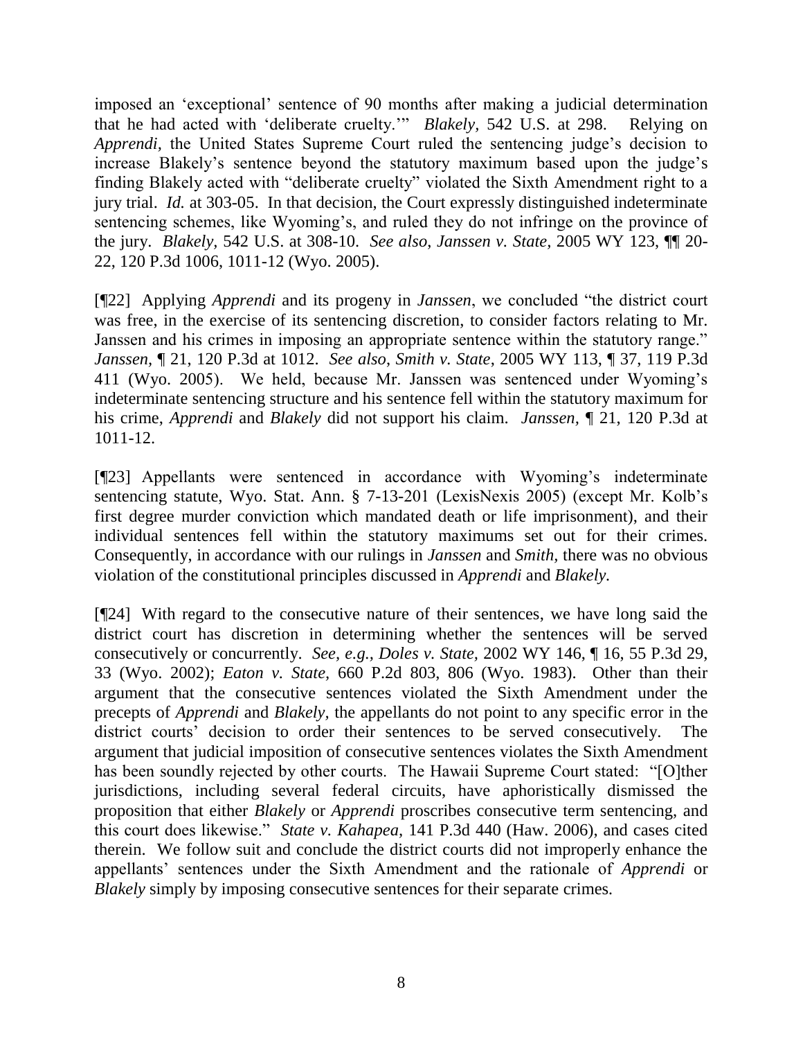imposed an 'exceptional' sentence of 90 months after making a judicial determination that he had acted with 'deliberate cruelty.'" *Blakely*, 542 U.S. at 298. Relying on *Apprendi,* the United States Supreme Court ruled the sentencing judge's decision to increase Blakely's sentence beyond the statutory maximum based upon the judge's finding Blakely acted with "deliberate cruelty" violated the Sixth Amendment right to a jury trial. *Id.* at 303-05. In that decision, the Court expressly distinguished indeterminate sentencing schemes, like Wyoming's, and ruled they do not infringe on the province of the jury. *Blakely,* 542 U.S. at 308-10. *See also, Janssen v. State,* 2005 WY 123, ¶¶ 20-22, 120 P.3d 1006, 1011-12 (Wyo. 2005).

[¶22] Applying *Apprendi* and its progeny in *Janssen*, we concluded "the district court was free, in the exercise of its sentencing discretion, to consider factors relating to Mr. Janssen and his crimes in imposing an appropriate sentence within the statutory range." *Janssen,* ¶ 21, 120 P.3d at 1012. *See also*, *Smith v. State*, 2005 WY 113, ¶ 37, 119 P.3d 411 (Wyo. 2005). We held, because Mr. Janssen was sentenced under Wyoming's indeterminate sentencing structure and his sentence fell within the statutory maximum for his crime, *Apprendi* and *Blakely* did not support his claim. *Janssen,* ¶ 21, 120 P.3d at 1011-12.

[¶23] Appellants were sentenced in accordance with Wyoming's indeterminate sentencing statute, Wyo. Stat. Ann. § 7-13-201 (LexisNexis 2005) (except Mr. Kolb's first degree murder conviction which mandated death or life imprisonment), and their individual sentences fell within the statutory maximums set out for their crimes. Consequently, in accordance with our rulings in *Janssen* and *Smith,* there was no obvious violation of the constitutional principles discussed in *Apprendi* and *Blakely.*

[¶24] With regard to the consecutive nature of their sentences, we have long said the district court has discretion in determining whether the sentences will be served consecutively or concurrently. *See, e.g.*, *Doles v. State,* 2002 WY 146, ¶ 16, 55 P.3d 29, 33 (Wyo. 2002); *Eaton v. State,* 660 P.2d 803, 806 (Wyo. 1983). Other than their argument that the consecutive sentences violated the Sixth Amendment under the precepts of *Apprendi* and *Blakely,* the appellants do not point to any specific error in the district courts' decision to order their sentences to be served consecutively. The argument that judicial imposition of consecutive sentences violates the Sixth Amendment has been soundly rejected by other courts. The Hawaii Supreme Court stated: "[O]ther jurisdictions, including several federal circuits, have aphoristically dismissed the proposition that either *Blakely* or *Apprendi* proscribes consecutive term sentencing, and this court does likewise." *State v. Kahapea*, 141 P.3d 440 (Haw. 2006), and cases cited therein. We follow suit and conclude the district courts did not improperly enhance the appellants' sentences under the Sixth Amendment and the rationale of *Apprendi* or *Blakely* simply by imposing consecutive sentences for their separate crimes.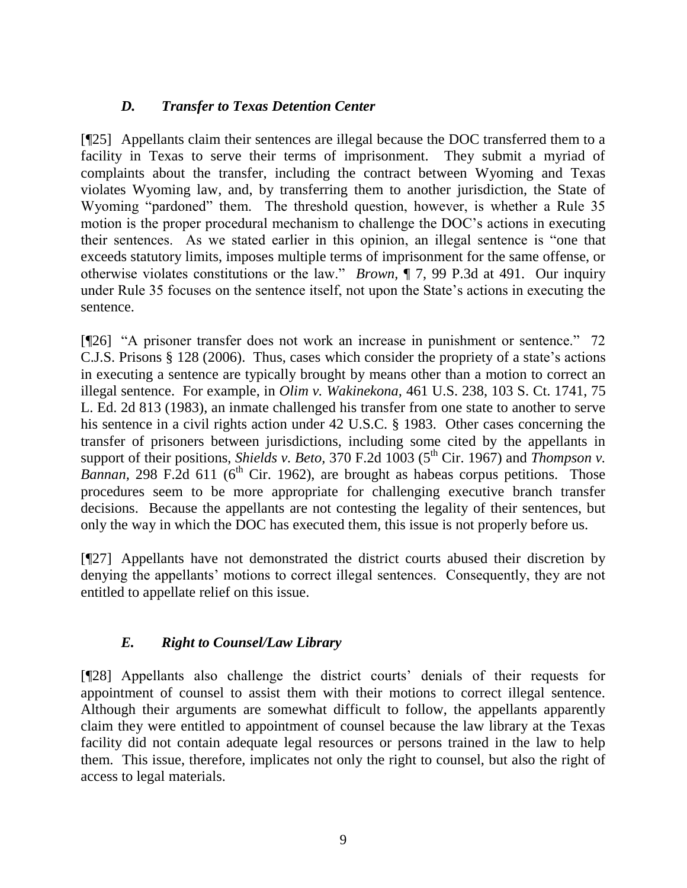### *D. Transfer to Texas Detention Center*

[¶25] Appellants claim their sentences are illegal because the DOC transferred them to a facility in Texas to serve their terms of imprisonment. They submit a myriad of complaints about the transfer, including the contract between Wyoming and Texas violates Wyoming law, and, by transferring them to another jurisdiction, the State of Wyoming "pardoned" them. The threshold question, however, is whether a Rule 35 motion is the proper procedural mechanism to challenge the DOC's actions in executing their sentences. As we stated earlier in this opinion, an illegal sentence is "one that exceeds statutory limits, imposes multiple terms of imprisonment for the same offense, or otherwise violates constitutions or the law." *Brown,* ¶ 7, 99 P.3d at 491. Our inquiry under Rule 35 focuses on the sentence itself, not upon the State's actions in executing the sentence.

[¶26] "A prisoner transfer does not work an increase in punishment or sentence." 72 C.J.S. Prisons § 128 (2006). Thus, cases which consider the propriety of a state's actions in executing a sentence are typically brought by means other than a motion to correct an illegal sentence. For example, in *Olim v. Wakinekona,* 461 U.S. 238, 103 S. Ct. 1741, 75 L. Ed. 2d 813 (1983), an inmate challenged his transfer from one state to another to serve his sentence in a civil rights action under 42 U.S.C. § 1983. Other cases concerning the transfer of prisoners between jurisdictions, including some cited by the appellants in support of their positions, *Shields v. Beto,* 370 F.2d 1003 (5th Cir. 1967) and *Thompson v. Bannan,* 298 F.2d 611 (6th Cir. 1962), are brought as habeas corpus petitions. Those procedures seem to be more appropriate for challenging executive branch transfer decisions. Because the appellants are not contesting the legality of their sentences, but only the way in which the DOC has executed them, this issue is not properly before us.

[¶27] Appellants have not demonstrated the district courts abused their discretion by denying the appellants' motions to correct illegal sentences. Consequently, they are not entitled to appellate relief on this issue.

### *E. Right to Counsel/Law Library*

[¶28] Appellants also challenge the district courts' denials of their requests for appointment of counsel to assist them with their motions to correct illegal sentence. Although their arguments are somewhat difficult to follow, the appellants apparently claim they were entitled to appointment of counsel because the law library at the Texas facility did not contain adequate legal resources or persons trained in the law to help them. This issue, therefore, implicates not only the right to counsel, but also the right of access to legal materials.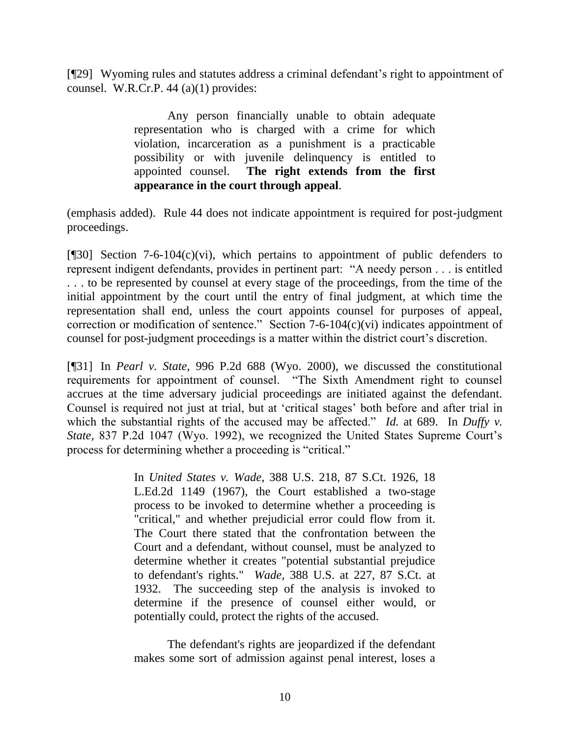[¶29] Wyoming rules and statutes address a criminal defendant's right to appointment of counsel. W.R.Cr.P. 44 (a)(1) provides:

> Any person financially unable to obtain adequate representation who is charged with a crime for which violation, incarceration as a punishment is a practicable possibility or with juvenile delinquency is entitled to appointed counsel. **The right extends from the first appearance in the court through appeal**.

(emphasis added). Rule 44 does not indicate appointment is required for post-judgment proceedings.

[¶30] Section 7-6-104(c)(vi), which pertains to appointment of public defenders to represent indigent defendants, provides in pertinent part: "A needy person . . . is entitled . . . to be represented by counsel at every stage of the proceedings, from the time of the initial appointment by the court until the entry of final judgment, at which time the representation shall end, unless the court appoints counsel for purposes of appeal, correction or modification of sentence." Section 7-6-104(c)(vi) indicates appointment of counsel for post-judgment proceedings is a matter within the district court's discretion.

[¶31] In *Pearl v. State,* 996 P.2d 688 (Wyo. 2000), we discussed the constitutional requirements for appointment of counsel. "The Sixth Amendment right to counsel accrues at the time adversary judicial proceedings are initiated against the defendant. Counsel is required not just at trial, but at 'critical stages' both before and after trial in which the substantial rights of the accused may be affected." *Id.* at 689. In *Duffy v. State*, 837 P.2d 1047 (Wyo. 1992), we recognized the United States Supreme Court's process for determining whether a proceeding is "critical."

> In *United States v. Wade*, 388 U.S. 218, 87 S.Ct. 1926, 18 L.Ed.2d 1149 (1967), the Court established a two-stage process to be invoked to determine whether a proceeding is "critical," and whether prejudicial error could flow from it. The Court there stated that the confrontation between the Court and a defendant, without counsel, must be analyzed to determine whether it creates "potential substantial prejudice to defendant's rights." *Wade*, 388 U.S. at 227, 87 S.Ct. at 1932. The succeeding step of the analysis is invoked to determine if the presence of counsel either would, or potentially could, protect the rights of the accused.
>
> The defendant's rights are jeopardized if the defendant makes some sort of admission against penal interest, loses a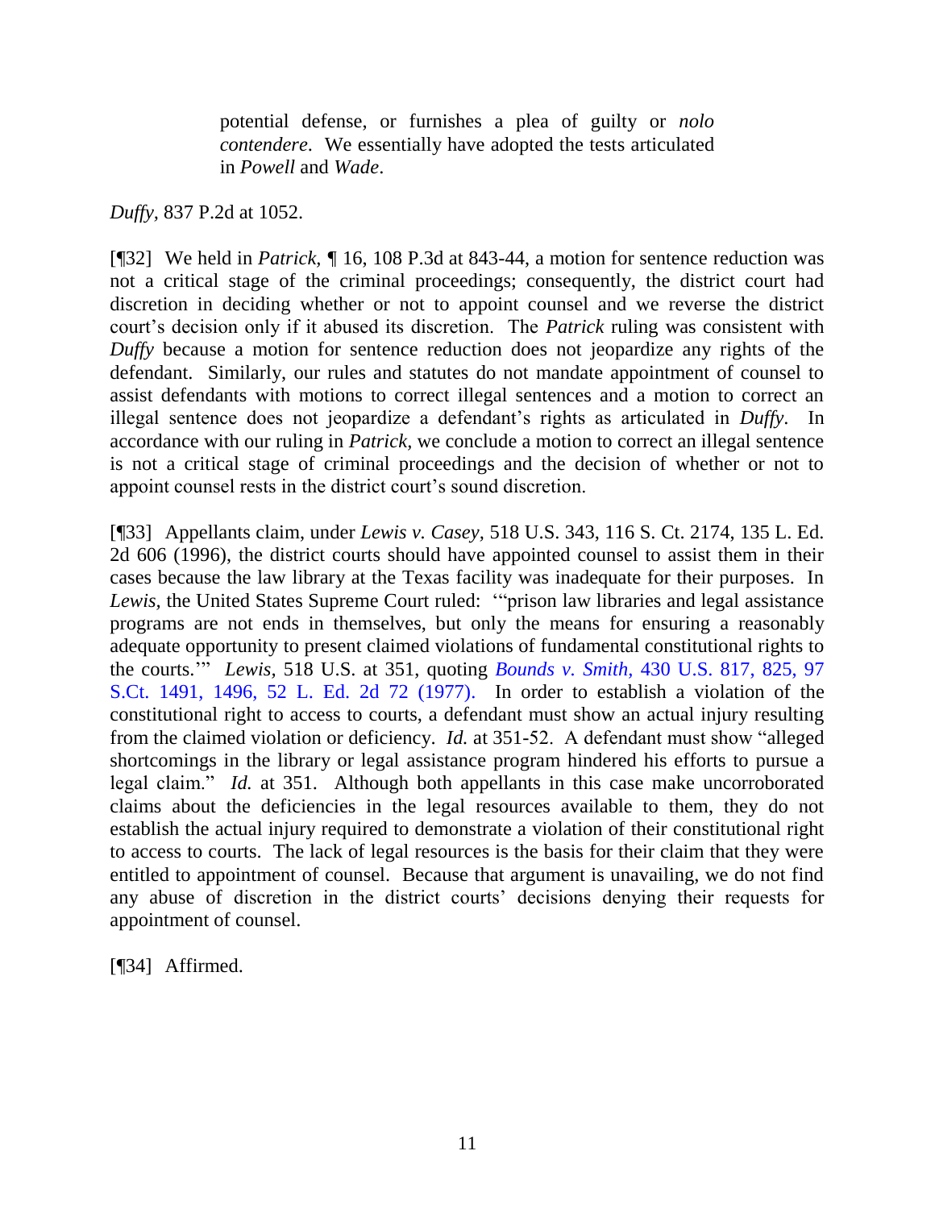> potential defense, or furnishes a plea of guilty or *nolo contendere*. We essentially have adopted the tests articulated in *Powell* and *Wade*.

*Duffy,* 837 P.2d at 1052.

[¶32] We held in *Patrick,* ¶ 16, 108 P.3d at 843-44, a motion for sentence reduction was not a critical stage of the criminal proceedings; consequently, the district court had discretion in deciding whether or not to appoint counsel and we reverse the district court's decision only if it abused its discretion. The *Patrick* ruling was consistent with *Duffy* because a motion for sentence reduction does not jeopardize any rights of the defendant. Similarly, our rules and statutes do not mandate appointment of counsel to assist defendants with motions to correct illegal sentences and a motion to correct an illegal sentence does not jeopardize a defendant's rights as articulated in *Duffy*. In accordance with our ruling in *Patrick,* we conclude a motion to correct an illegal sentence is not a critical stage of criminal proceedings and the decision of whether or not to appoint counsel rests in the district court's sound discretion.

[¶33] Appellants claim, under *Lewis v. Casey,* 518 U.S. 343, 116 S. Ct. 2174, 135 L. Ed. 2d 606 (1996), the district courts should have appointed counsel to assist them in their cases because the law library at the Texas facility was inadequate for their purposes. In *Lewis,* the United States Supreme Court ruled: '"prison law libraries and legal assistance programs are not ends in themselves, but only the means for ensuring a reasonably adequate opportunity to present claimed violations of fundamental constitutional rights to the courts.'" *Lewis,* 518 U.S. at 351, quoting *Bounds v. Smith,* 430 U.S. 817, 825, 97 S.Ct. 1491, 1496, 52 L. Ed. 2d 72 (1977). In order to establish a violation of the constitutional right to access to courts, a defendant must show an actual injury resulting from the claimed violation or deficiency. *Id.* at 351-52. A defendant must show "alleged shortcomings in the library or legal assistance program hindered his efforts to pursue a legal claim." *Id.* at 351. Although both appellants in this case make uncorroborated claims about the deficiencies in the legal resources available to them, they do not establish the actual injury required to demonstrate a violation of their constitutional right to access to courts. The lack of legal resources is the basis for their claim that they were entitled to appointment of counsel. Because that argument is unavailing, we do not find any abuse of discretion in the district courts' decisions denying their requests for appointment of counsel.

[¶34] Affirmed.